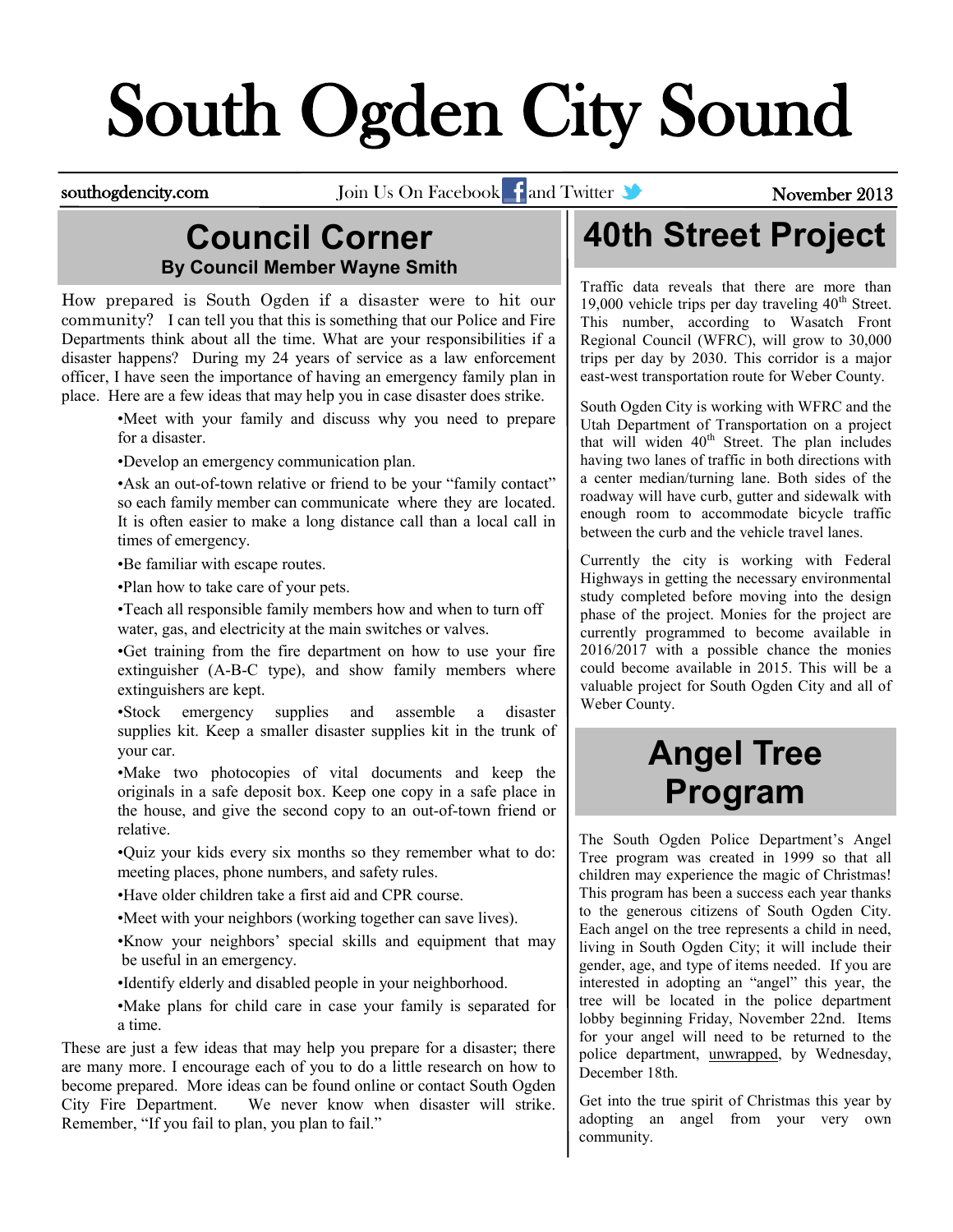# South Ogden City Sound

southogdencity.com — Join Us On Facebook and Twitter — November 2013

## Council Corner

**By Council Member Wayne Smith**

How prepared is South Ogden if a disaster were to hit our community? I can tell you that this is something that our Police and Fire Departments think about all the time. What are your responsibilities if a disaster happens? During my 24 years of service as a law enforcement officer, I have seen the importance of having an emergency family plan in place. Here are a few ideas that may help you in case disaster does strike.

- Meet with your family and discuss why you need to prepare for a disaster.
- Develop an emergency communication plan.
- Ask an out-of-town relative or friend to be your "family contact" so each family member can communicate where they are located. It is often easier to make a long distance call than a local call in times of emergency.
- Be familiar with escape routes.
- Plan how to take care of your pets.
- Teach all responsible family members how and when to turn off water, gas, and electricity at the main switches or valves.
- Get training from the fire department on how to use your fire extinguisher (A-B-C type), and show family members where extinguishers are kept.
- Stock emergency supplies and assemble a disaster supplies kit. Keep a smaller disaster supplies kit in the trunk of your car.
- Make two photocopies of vital documents and keep the originals in a safe deposit box. Keep one copy in a safe place in the house, and give the second copy to an out-of-town friend or relative.
- Quiz your kids every six months so they remember what to do: meeting places, phone numbers, and safety rules.
- Have older children take a first aid and CPR course.
- Meet with your neighbors (working together can save lives).
- Know your neighbors' special skills and equipment that may be useful in an emergency.
- Identify elderly and disabled people in your neighborhood.
- Make plans for child care in case your family is separated for a time.

These are just a few ideas that may help you prepare for a disaster; there are many more. I encourage each of you to do a little research on how to become prepared. More ideas can be found online or contact South Ogden City Fire Department. We never know when disaster will strike. Remember, "If you fail to plan, you plan to fail."

## 40th Street Project

Traffic data reveals that there are more than 19,000 vehicle trips per day traveling 40th Street. This number, according to Wasatch Front Regional Council (WFRC), will grow to 30,000 trips per day by 2030. This corridor is a major east-west transportation route for Weber County.

South Ogden City is working with WFRC and the Utah Department of Transportation on a project that will widen 40th Street. The plan includes having two lanes of traffic in both directions with a center median/turning lane. Both sides of the roadway will have curb, gutter and sidewalk with enough room to accommodate bicycle traffic between the curb and the vehicle travel lanes.

Currently the city is working with Federal Highways in getting the necessary environmental study completed before moving into the design phase of the project. Monies for the project are currently programmed to become available in 2016/2017 with a possible chance the monies could become available in 2015. This will be a valuable project for South Ogden City and all of Weber County.

## Angel Tree Program

The South Ogden Police Department's Angel Tree program was created in 1999 so that all children may experience the magic of Christmas! This program has been a success each year thanks to the generous citizens of South Ogden City. Each angel on the tree represents a child in need, living in South Ogden City; it will include their gender, age, and type of items needed. If you are interested in adopting an "angel" this year, the tree will be located in the police department lobby beginning Friday, November 22nd. Items for your angel will need to be returned to the police department, unwrapped, by Wednesday, December 18th.

Get into the true spirit of Christmas this year by adopting an angel from your very own community.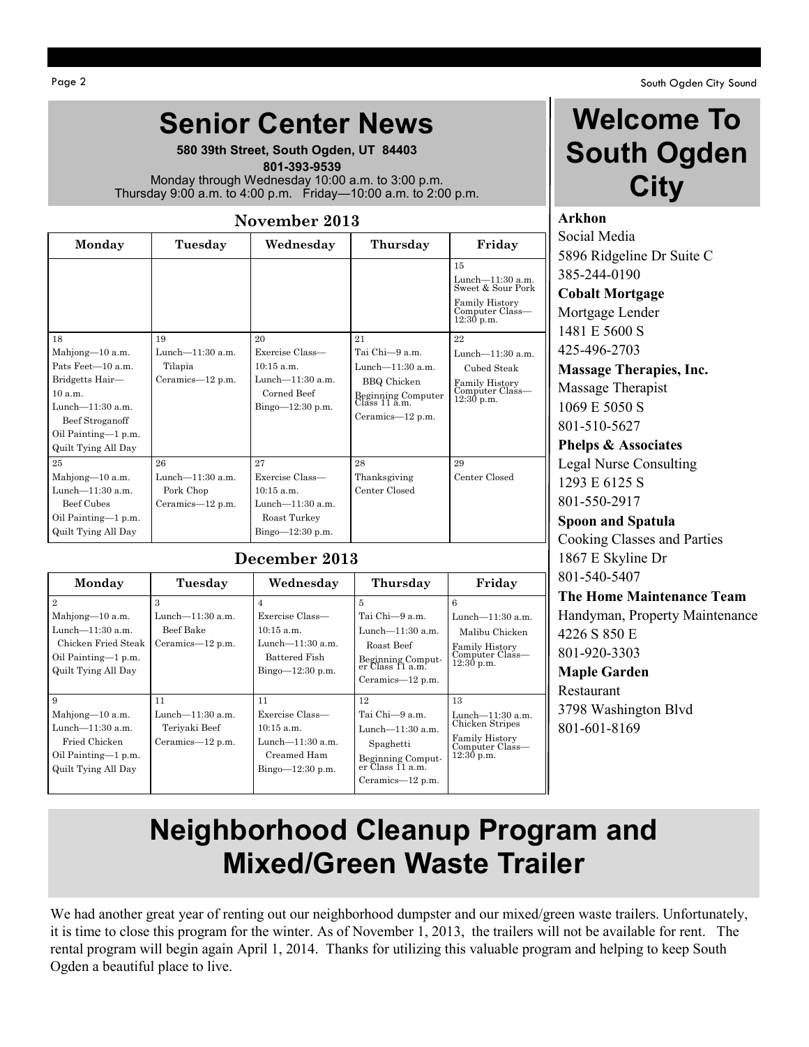# Senior Center News

**580 39th Street, South Ogden, UT 84403**

**801-393-9539**

Monday through Wednesday 10:00 a.m. to 3:00 p.m.
Thursday 9:00 a.m. to 4:00 p.m. Friday—10:00 a.m. to 2:00 p.m.

### November 2013

| Monday | Tuesday | Wednesday | Thursday | Friday |
|---|---|---|---|---|
| | | | | 15<br>Lunch—11:30 a.m. Sweet & Sour Pork<br>Family History Computer Class—12:30 p.m. |
| 18<br>Mahjong—10 a.m.<br>Pats Feet—10 a.m.<br>Bridgetts Hair—10 a.m.<br>Lunch—11:30 a.m.<br>Beef Stroganoff<br>Oil Painting—1 p.m.<br>Quilt Tying All Day | 19<br>Lunch—11:30 a.m.<br>Tilapia<br>Ceramics—12 p.m. | 20<br>Exercise Class—10:15 a.m.<br>Lunch—11:30 a.m.<br>Corned Beef<br>Bingo—12:30 p.m. | 21<br>Tai Chi—9 a.m.<br>Lunch—11:30 a.m.<br>BBQ Chicken<br>Beginning Computer Class 11 a.m.<br>Ceramics—12 p.m. | 22<br>Lunch—11:30 a.m.<br>Cubed Steak<br>Family History Computer Class—12:30 p.m. |
| 25<br>Mahjong—10 a.m.<br>Lunch—11:30 a.m.<br>Beef Cubes<br>Oil Painting—1 p.m.<br>Quilt Tying All Day | 26<br>Lunch—11:30 a.m.<br>Pork Chop<br>Ceramics—12 p.m. | 27<br>Exercise Class—10:15 a.m.<br>Lunch—11:30 a.m.<br>Roast Turkey<br>Bingo—12:30 p.m. | 28<br>Thanksgiving<br>Center Closed | 29<br>Center Closed |

### December 2013

| Monday | Tuesday | Wednesday | Thursday | Friday |
|---|---|---|---|---|
| 2<br>Mahjong—10 a.m.<br>Lunch—11:30 a.m.<br>Chicken Fried Steak<br>Oil Painting—1 p.m.<br>Quilt Tying All Day | 3<br>Lunch—11:30 a.m.<br>Beef Bake<br>Ceramics—12 p.m. | 4<br>Exercise Class—10:15 a.m.<br>Lunch—11:30 a.m.<br>Battered Fish<br>Bingo—12:30 p.m. | 5<br>Tai Chi—9 a.m.<br>Lunch—11:30 a.m.<br>Roast Beef<br>Beginning Computer Class 11 a.m.<br>Ceramics—12 p.m. | 6<br>Lunch—11:30 a.m.<br>Malibu Chicken<br>Family History Computer Class—12:30 p.m. |
| 9<br>Mahjong—10 a.m.<br>Lunch—11:30 a.m.<br>Fried Chicken<br>Oil Painting—1 p.m.<br>Quilt Tying All Day | 11<br>Lunch—11:30 a.m.<br>Teriyaki Beef<br>Ceramics—12 p.m. | 11<br>Exercise Class—10:15 a.m.<br>Lunch—11:30 a.m.<br>Creamed Ham<br>Bingo—12:30 p.m. | 12<br>Tai Chi—9 a.m.<br>Lunch—11:30 a.m.<br>Spaghetti<br>Beginning Computer Class 11 a.m.<br>Ceramics—12 p.m. | 13<br>Lunch—11:30 a.m. Chicken Stripes<br>Family History Computer Class—12:30 p.m. |

# Welcome To South Ogden City

**Arkhon**
Social Media
5896 Ridgeline Dr Suite C
385-244-0190

**Cobalt Mortgage**
Mortgage Lender
1481 E 5600 S
425-496-2703

**Massage Therapies, Inc.**
Massage Therapist
1069 E 5050 S
801-510-5627

**Phelps & Associates**
Legal Nurse Consulting
1293 E 6125 S
801-550-2917

**Spoon and Spatula**
Cooking Classes and Parties
1867 E Skyline Dr
801-540-5407

**The Home Maintenance Team**
Handyman, Property Maintenance
4226 S 850 E
801-920-3303

**Maple Garden**
Restaurant
3798 Washington Blvd
801-601-8169

# Neighborhood Cleanup Program and Mixed/Green Waste Trailer

We had another great year of renting out our neighborhood dumpster and our mixed/green waste trailers. Unfortunately, it is time to close this program for the winter. As of November 1, 2013, the trailers will not be available for rent. The rental program will begin again April 1, 2014. Thanks for utilizing this valuable program and helping to keep South Ogden a beautiful place to live.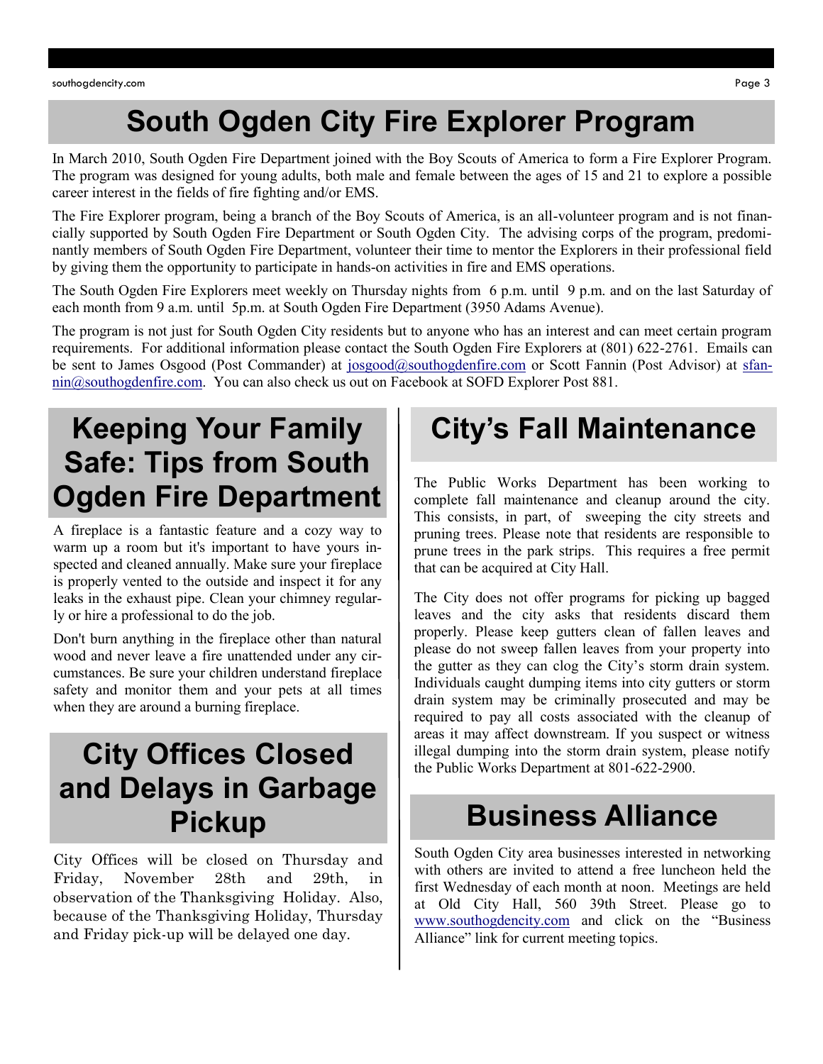# South Ogden City Fire Explorer Program

In March 2010, South Ogden Fire Department joined with the Boy Scouts of America to form a Fire Explorer Program. The program was designed for young adults, both male and female between the ages of 15 and 21 to explore a possible career interest in the fields of fire fighting and/or EMS.

The Fire Explorer program, being a branch of the Boy Scouts of America, is an all-volunteer program and is not financially supported by South Ogden Fire Department or South Ogden City. The advising corps of the program, predominantly members of South Ogden Fire Department, volunteer their time to mentor the Explorers in their professional field by giving them the opportunity to participate in hands-on activities in fire and EMS operations.

The South Ogden Fire Explorers meet weekly on Thursday nights from 6 p.m. until 9 p.m. and on the last Saturday of each month from 9 a.m. until 5p.m. at South Ogden Fire Department (3950 Adams Avenue).

The program is not just for South Ogden City residents but to anyone who has an interest and can meet certain program requirements. For additional information please contact the South Ogden Fire Explorers at (801) 622-2761. Emails can be sent to James Osgood (Post Commander) at josgood@southogdenfire.com or Scott Fannin (Post Advisor) at sfannin@southogdenfire.com. You can also check us out on Facebook at SOFD Explorer Post 881.

## Keeping Your Family Safe: Tips from South Ogden Fire Department

A fireplace is a fantastic feature and a cozy way to warm up a room but it's important to have yours inspected and cleaned annually. Make sure your fireplace is properly vented to the outside and inspect it for any leaks in the exhaust pipe. Clean your chimney regularly or hire a professional to do the job.

Don't burn anything in the fireplace other than natural wood and never leave a fire unattended under any circumstances. Be sure your children understand fireplace safety and monitor them and your pets at all times when they are around a burning fireplace.

## City Offices Closed and Delays in Garbage Pickup

City Offices will be closed on Thursday and Friday, November 28th and 29th, in observation of the Thanksgiving Holiday. Also, because of the Thanksgiving Holiday, Thursday and Friday pick-up will be delayed one day.

## City's Fall Maintenance

The Public Works Department has been working to complete fall maintenance and cleanup around the city. This consists, in part, of sweeping the city streets and pruning trees. Please note that residents are responsible to prune trees in the park strips. This requires a free permit that can be acquired at City Hall.

The City does not offer programs for picking up bagged leaves and the city asks that residents discard them properly. Please keep gutters clean of fallen leaves and please do not sweep fallen leaves from your property into the gutter as they can clog the City's storm drain system. Individuals caught dumping items into city gutters or storm drain system may be criminally prosecuted and may be required to pay all costs associated with the cleanup of areas it may affect downstream. If you suspect or witness illegal dumping into the storm drain system, please notify the Public Works Department at 801-622-2900.

## Business Alliance

South Ogden City area businesses interested in networking with others are invited to attend a free luncheon held the first Wednesday of each month at noon. Meetings are held at Old City Hall, 560 39th Street. Please go to www.southogdencity.com and click on the "Business Alliance" link for current meeting topics.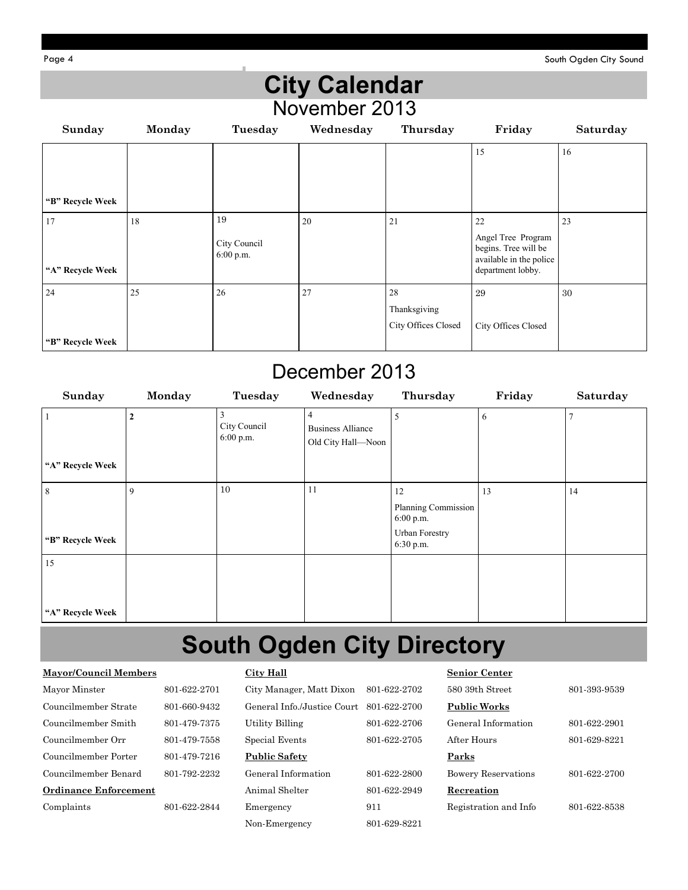# City Calendar

## November 2013

| Sunday | Monday | Tuesday | Wednesday | Thursday | Friday | Saturday |
|---|---|---|---|---|---|---|
| **"B" Recycle Week** | | | | | 15 | 16 |
| 17 **"A" Recycle Week** | 18 | 19 City Council 6:00 p.m. | 20 | 21 | 22 Angel Tree Program begins. Tree will be available in the police department lobby. | 23 |
| 24 **"B" Recycle Week** | 25 | 26 | 27 | 28 Thanksgiving City Offices Closed | 29 City Offices Closed | 30 |

## December 2013

| Sunday | Monday | Tuesday | Wednesday | Thursday | Friday | Saturday |
|---|---|---|---|---|---|---|
| 1 **"A" Recycle Week** | **2** | 3 City Council 6:00 p.m. | 4 Business Alliance Old City Hall—Noon | 5 | 6 | 7 |
| 8 **"B" Recycle Week** | 9 | 10 | 11 | 12 Planning Commission 6:00 p.m. Urban Forestry 6:30 p.m. | 13 | 14 |
| 15 **"A" Recycle Week** | | | | | | |

# South Ogden City Directory

**Mayor/Council Members**

| | |
|---|---|
| Mayor Minster | 801-622-2701 |
| Councilmember Strate | 801-660-9432 |
| Councilmember Smith | 801-479-7375 |
| Councilmember Orr | 801-479-7558 |
| Councilmember Porter | 801-479-7216 |
| Councilmember Benard | 801-792-2232 |

**Ordinance Enforcement**

| | |
|---|---|
| Complaints | 801-622-2844 |

**City Hall**

| | |
|---|---|
| City Manager, Matt Dixon | 801-622-2702 |
| General Info./Justice Court | 801-622-2700 |
| Utility Billing | 801-622-2706 |
| Special Events | 801-622-2705 |

**Public Safety**

| | |
|---|---|
| General Information | 801-622-2800 |
| Animal Shelter | 801-622-2949 |
| Emergency | 911 |
| Non-Emergency | 801-629-8221 |

**Senior Center**

| | |
|---|---|
| 580 39th Street | 801-393-9539 |

**Public Works**

| | |
|---|---|
| General Information | 801-622-2901 |
| After Hours | 801-629-8221 |

**Parks**

| | |
|---|---|
| Bowery Reservations | 801-622-2700 |

**Recreation**

| | |
|---|---|
| Registration and Info | 801-622-8538 |